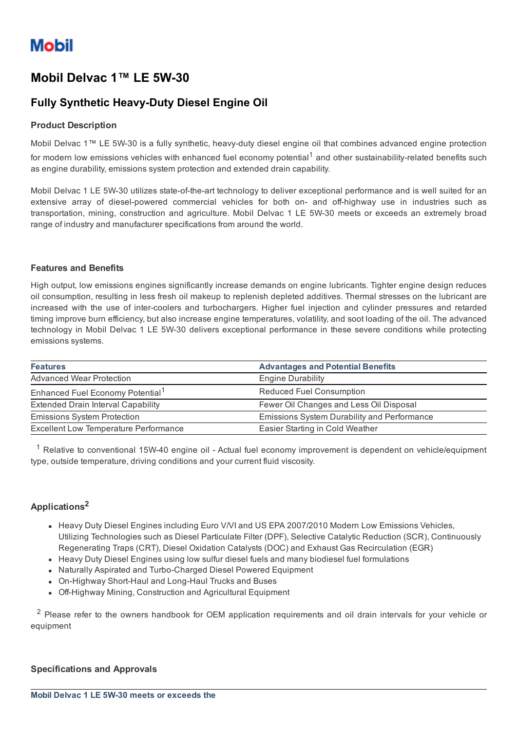# Mobil

# Mobil Delvac 1™ LE 5W-30

## Fully Synthetic Heavy-Duty Diesel Engine Oil

### Product Description

Mobil Delvac 1™ LE 5W-30 is a fully synthetic, heavy-duty diesel engine oil that combines advanced engine protection for modern low emissions vehicles with enhanced fuel economy potential[1] and other sustainability-related benefits such as engine durability, emissions system protection and extended drain capability.

Mobil Delvac 1 LE 5W-30 utilizes state-of-the-art technology to deliver exceptional performance and is well suited for an extensive array of diesel-powered commercial vehicles for both on- and off-highway use in industries such as transportation, mining, construction and agriculture. Mobil Delvac 1 LE 5W-30 meets or exceeds an extremely broad range of industry and manufacturer specifications from around the world.

### Features and Benefits

High output, low emissions engines significantly increase demands on engine lubricants. Tighter engine design reduces oil consumption, resulting in less fresh oil makeup to replenish depleted additives. Thermal stresses on the lubricant are increased with the use of inter-coolers and turbochargers. Higher fuel injection and cylinder pressures and retarded timing improve burn efficiency, but also increase engine temperatures, volatility, and soot loading of the oil. The advanced technology in Mobil Delvac 1 LE 5W-30 delivers exceptional performance in these severe conditions while protecting emissions systems.

| Features | Advantages and Potential Benefits |
|---|---|
| Advanced Wear Protection | Engine Durability |
| Enhanced Fuel Economy Potential[1] | Reduced Fuel Consumption |
| Extended Drain Interval Capability | Fewer Oil Changes and Less Oil Disposal |
| Emissions System Protection | Emissions System Durability and Performance |
| Excellent Low Temperature Performance | Easier Starting in Cold Weather |

[1] Relative to conventional 15W-40 engine oil - Actual fuel economy improvement is dependent on vehicle/equipment type, outside temperature, driving conditions and your current fluid viscosity.

### Applications[2]

- Heavy Duty Diesel Engines including Euro V/VI and US EPA 2007/2010 Modern Low Emissions Vehicles, Utilizing Technologies such as Diesel Particulate Filter (DPF), Selective Catalytic Reduction (SCR), Continuously Regenerating Traps (CRT), Diesel Oxidation Catalysts (DOC) and Exhaust Gas Recirculation (EGR)
- Heavy Duty Diesel Engines using low sulfur diesel fuels and many biodiesel fuel formulations
- Naturally Aspirated and Turbo-Charged Diesel Powered Equipment
- On-Highway Short-Haul and Long-Haul Trucks and Buses
- Off-Highway Mining, Construction and Agricultural Equipment

[2] Please refer to the owners handbook for OEM application requirements and oil drain intervals for your vehicle or equipment

### Specifications and Approvals

**Mobil Delvac 1 LE 5W-30 meets or exceeds the**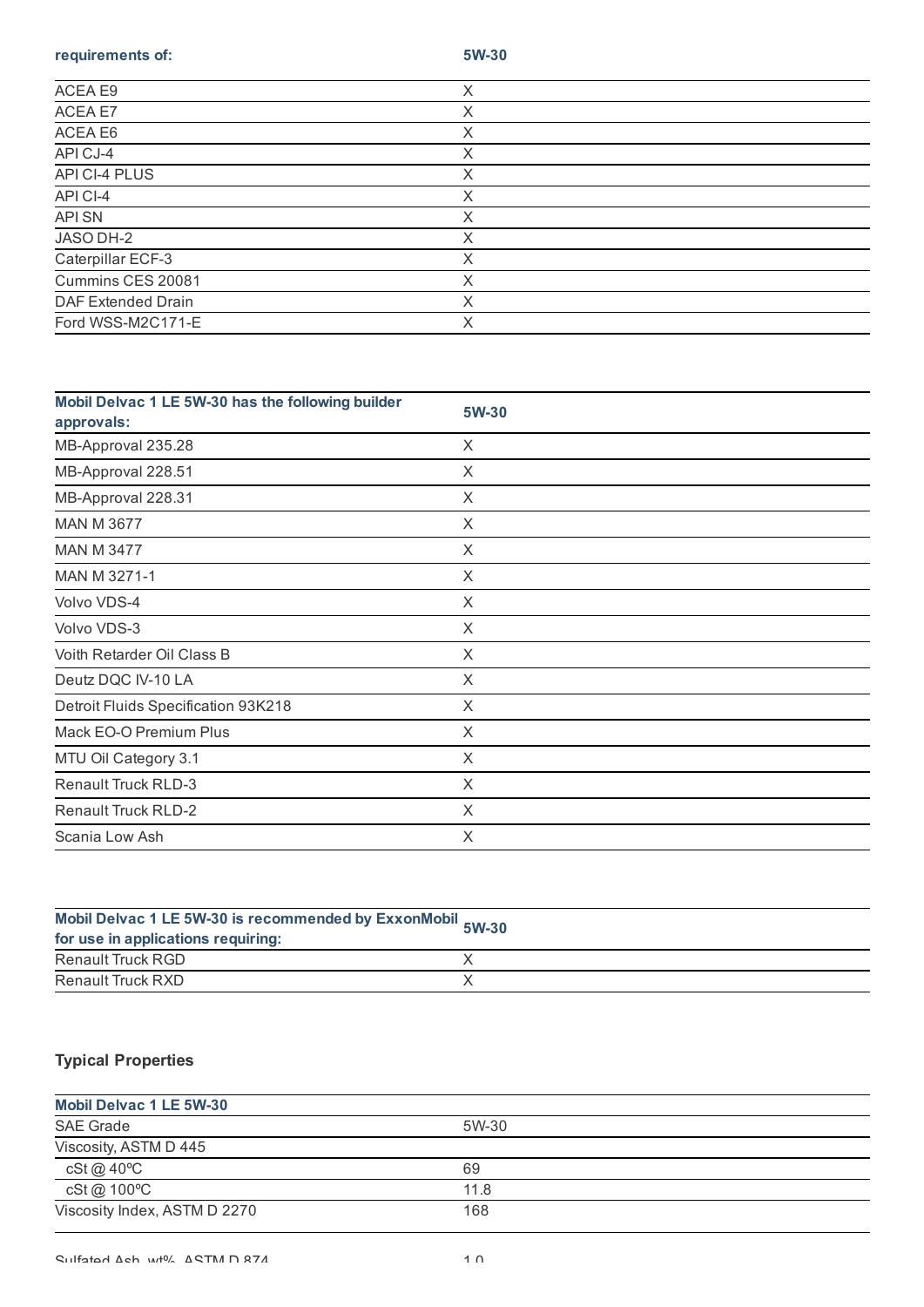| requirements of: | 5W-30 |
| --- | --- |
| ACEA E9 | X |
| ACEA E7 | X |
| ACEA E6 | X |
| API CJ-4 | X |
| API CI-4 PLUS | X |
| API CI-4 | X |
| API SN | X |
| JASO DH-2 | X |
| Caterpillar ECF-3 | X |
| Cummins CES 20081 | X |
| DAF Extended Drain | X |
| Ford WSS-M2C171-E | X |

| Mobil Delvac 1 LE 5W-30 has the following builder approvals: | 5W-30 |
| --- | --- |
| MB-Approval 235.28 | X |
| MB-Approval 228.51 | X |
| MB-Approval 228.31 | X |
| MAN M 3677 | X |
| MAN M 3477 | X |
| MAN M 3271-1 | X |
| Volvo VDS-4 | X |
| Volvo VDS-3 | X |
| Voith Retarder Oil Class B | X |
| Deutz DQC IV-10 LA | X |
| Detroit Fluids Specification 93K218 | X |
| Mack EO-O Premium Plus | X |
| MTU Oil Category 3.1 | X |
| Renault Truck RLD-3 | X |
| Renault Truck RLD-2 | X |
| Scania Low Ash | X |

| Mobil Delvac 1 LE 5W-30 is recommended by ExxonMobil for use in applications requiring: | 5W-30 |
| --- | --- |
| Renault Truck RGD | X |
| Renault Truck RXD | X |

### Typical Properties

| Mobil Delvac 1 LE 5W-30 | |
| --- | --- |
| SAE Grade | 5W-30 |
| Viscosity, ASTM D 445 | |
| cSt @ 40ºC | 69 |
| cSt @ 100ºC | 11.8 |
| Viscosity Index, ASTM D 2270 | 168 |
| Sulfated Ash, wt%, ASTM D 874 | 1.0 |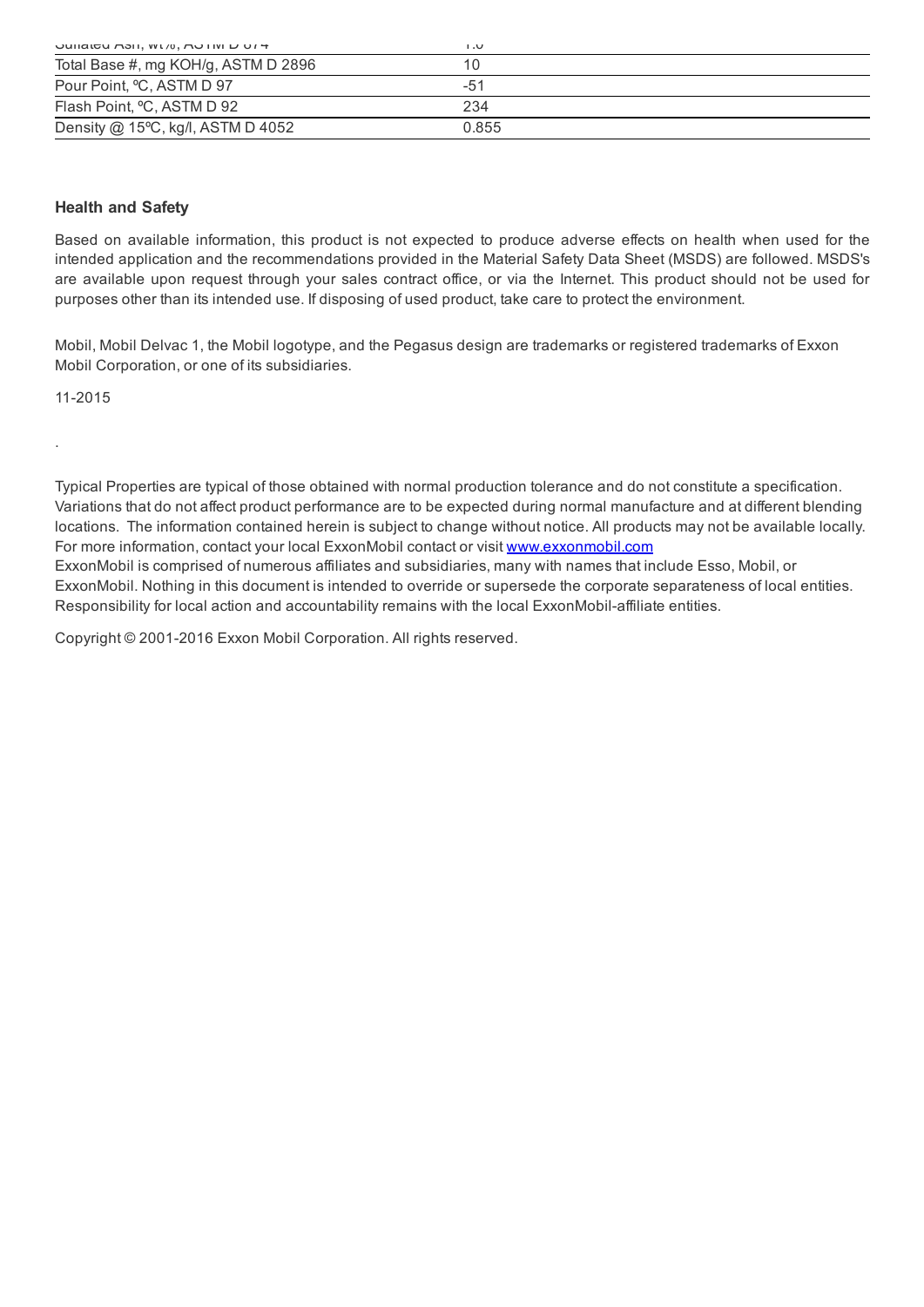| | |
|---|---|
| Sulfated Ash, wt%, ASTM D 874 | 1.0 |
| Total Base #, mg KOH/g, ASTM D 2896 | 10 |
| Pour Point, ºC, ASTM D 97 | -51 |
| Flash Point, ºC, ASTM D 92 | 234 |
| Density @ 15ºC, kg/l, ASTM D 4052 | 0.855 |

### Health and Safety

Based on available information, this product is not expected to produce adverse effects on health when used for the intended application and the recommendations provided in the Material Safety Data Sheet (MSDS) are followed. MSDS's are available upon request through your sales contract office, or via the Internet. This product should not be used for purposes other than its intended use. If disposing of used product, take care to protect the environment.

Mobil, Mobil Delvac 1, the Mobil logotype, and the Pegasus design are trademarks or registered trademarks of Exxon Mobil Corporation, or one of its subsidiaries.

11-2015

.

Typical Properties are typical of those obtained with normal production tolerance and do not constitute a specification. Variations that do not affect product performance are to be expected during normal manufacture and at different blending locations. The information contained herein is subject to change without notice. All products may not be available locally. For more information, contact your local ExxonMobil contact or visit [www.exxonmobil.com](http://www.exxonmobil.com)
ExxonMobil is comprised of numerous affiliates and subsidiaries, many with names that include Esso, Mobil, or ExxonMobil. Nothing in this document is intended to override or supersede the corporate separateness of local entities. Responsibility for local action and accountability remains with the local ExxonMobil-affiliate entities.

Copyright © 2001-2016 Exxon Mobil Corporation. All rights reserved.